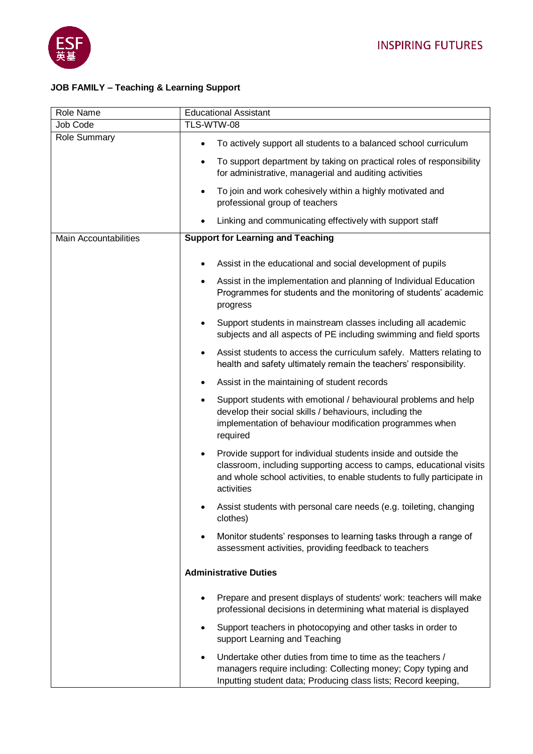INSPIRING FUTURES

**JOB FAMILY – Teaching & Learning Support**

| Role Name | Educational Assistant |
|---|---|
| Job Code | TLS-WTW-08 |
| Role Summary | • To actively support all students to a balanced school curriculum<br>• To support department by taking on practical roles of responsibility for administrative, managerial and auditing activities<br>• To join and work cohesively within a highly motivated and professional group of teachers<br>• Linking and communicating effectively with support staff |
| Main Accountabilities | **Support for Learning and Teaching**<br>• Assist in the educational and social development of pupils<br>• Assist in the implementation and planning of Individual Education Programmes for students and the monitoring of students' academic progress<br>• Support students in mainstream classes including all academic subjects and all aspects of PE including swimming and field sports<br>• Assist students to access the curriculum safely. Matters relating to health and safety ultimately remain the teachers' responsibility.<br>• Assist in the maintaining of student records<br>• Support students with emotional / behavioural problems and help develop their social skills / behaviours, including the implementation of behaviour modification programmes when required<br>• Provide support for individual students inside and outside the classroom, including supporting access to camps, educational visits and whole school activities, to enable students to fully participate in activities<br>• Assist students with personal care needs (e.g. toileting, changing clothes)<br>• Monitor students' responses to learning tasks through a range of assessment activities, providing feedback to teachers<br>**Administrative Duties**<br>• Prepare and present displays of students' work: teachers will make professional decisions in determining what material is displayed<br>• Support teachers in photocopying and other tasks in order to support Learning and Teaching<br>• Undertake other duties from time to time as the teachers / managers require including: Collecting money; Copy typing and Inputting student data; Producing class lists; Record keeping, |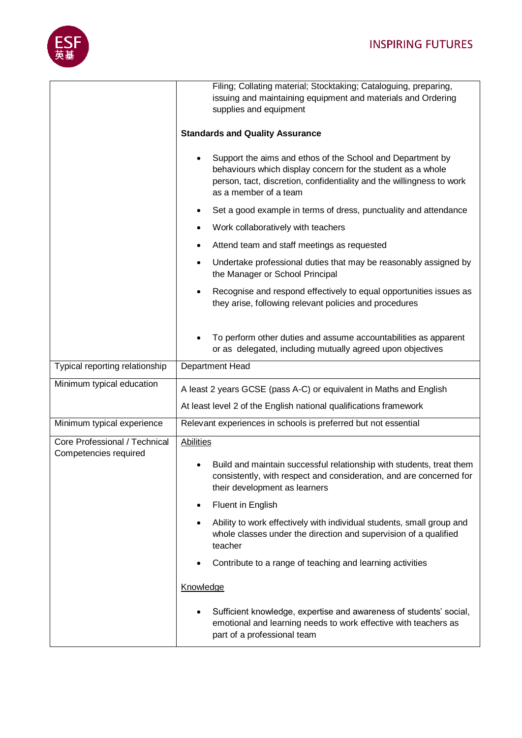| | |
|---|---|
| | Filing; Collating material; Stocktaking; Cataloguing, preparing, issuing and maintaining equipment and materials and Ordering supplies and equipment<br><br>**Standards and Quality Assurance**<br><br>• Support the aims and ethos of the School and Department by behaviours which display concern for the student as a whole person, tact, discretion, confidentiality and the willingness to work as a member of a team<br>• Set a good example in terms of dress, punctuality and attendance<br>• Work collaboratively with teachers<br>• Attend team and staff meetings as requested<br>• Undertake professional duties that may be reasonably assigned by the Manager or School Principal<br>• Recognise and respond effectively to equal opportunities issues as they arise, following relevant policies and procedures<br>• To perform other duties and assume accountabilities as apparent or as delegated, including mutually agreed upon objectives |
| Typical reporting relationship | Department Head |
| Minimum typical education | A least 2 years GCSE (pass A-C) or equivalent in Maths and English<br>At least level 2 of the English national qualifications framework |
| Minimum typical experience | Relevant experiences in schools is preferred but not essential |
| Core Professional / Technical Competencies required | <u>Abilities</u><br><br>• Build and maintain successful relationship with students, treat them consistently, with respect and consideration, and are concerned for their development as learners<br>• Fluent in English<br>• Ability to work effectively with individual students, small group and whole classes under the direction and supervision of a qualified teacher<br>• Contribute to a range of teaching and learning activities<br><br><u>Knowledge</u><br><br>• Sufficient knowledge, expertise and awareness of students' social, emotional and learning needs to work effective with teachers as part of a professional team |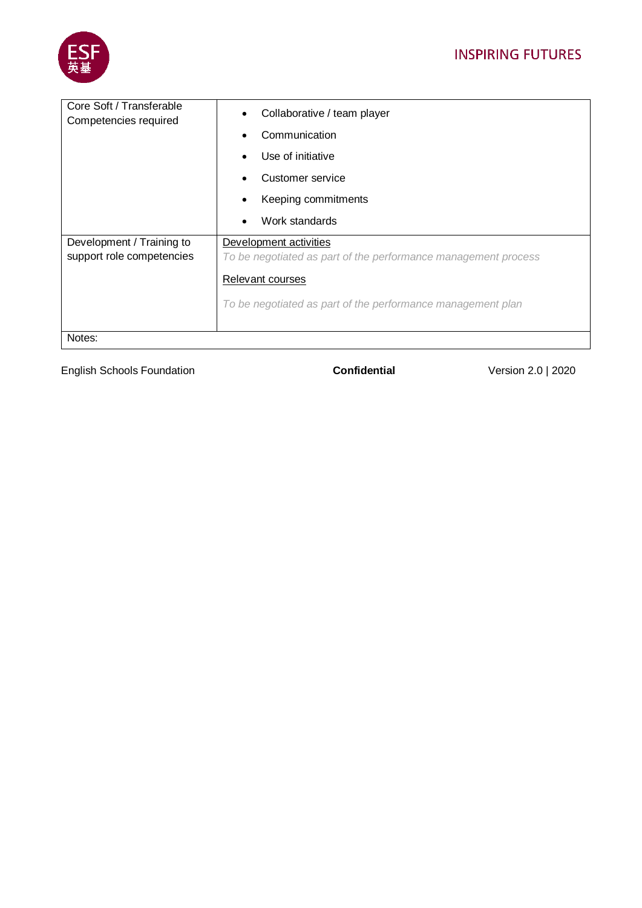| | |
|---|---|
| Core Soft / Transferable Competencies required | • Collaborative / team player<br>• Communication<br>• Use of initiative<br>• Customer service<br>• Keeping commitments<br>• Work standards |
| Development / Training to support role competencies | Development activities<br>*To be negotiated as part of the performance management process*<br><br>Relevant courses<br><br>*To be negotiated as part of the performance management plan* |
| Notes: | |

English Schools Foundation **Confidential** Version 2.0 | 2020